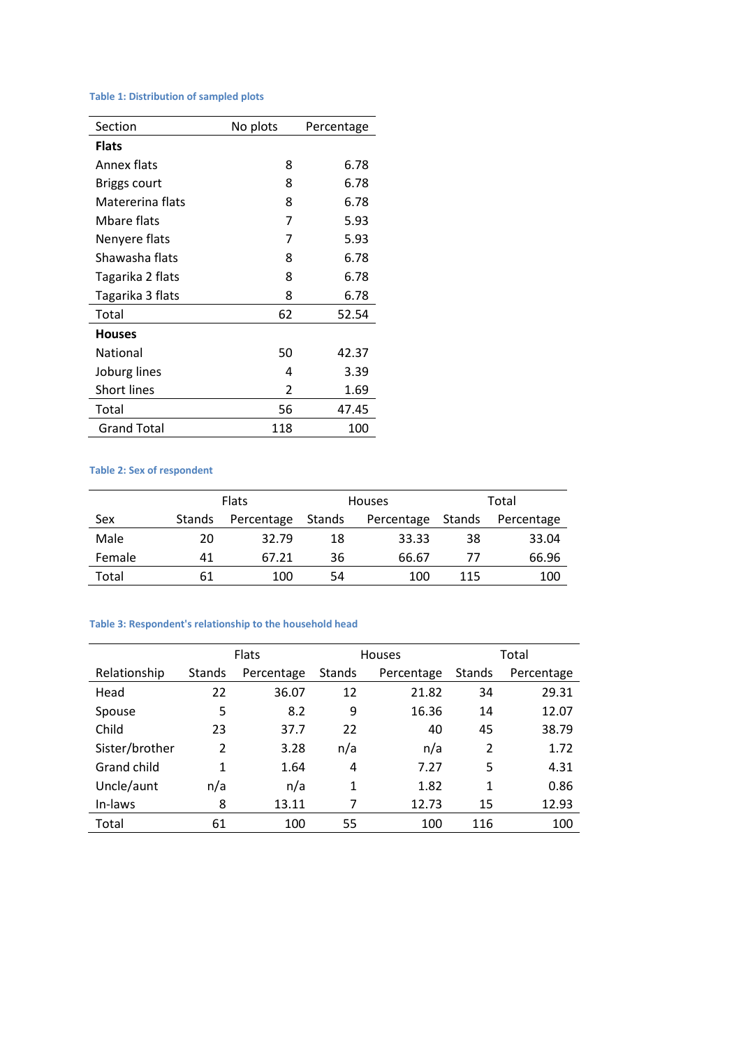**Table 1: Distribution of sampled plots**

| Section | No plots | Percentage |
|---|---|---|
| **Flats** | | |
| Annex flats | 8 | 6.78 |
| Briggs court | 8 | 6.78 |
| Matererina flats | 8 | 6.78 |
| Mbare flats | 7 | 5.93 |
| Nenyere flats | 7 | 5.93 |
| Shawasha flats | 8 | 6.78 |
| Tagarika 2 flats | 8 | 6.78 |
| Tagarika 3 flats | 8 | 6.78 |
| Total | 62 | 52.54 |
| **Houses** | | |
| National | 50 | 42.37 |
| Joburg lines | 4 | 3.39 |
| Short lines | 2 | 1.69 |
| Total | 56 | 47.45 |
| Grand Total | 118 | 100 |

**Table 2: Sex of respondent**

| | Flats | | Houses | | Total | |
|---|---|---|---|---|---|---|
| Sex | Stands | Percentage | Stands | Percentage | Stands | Percentage |
| Male | 20 | 32.79 | 18 | 33.33 | 38 | 33.04 |
| Female | 41 | 67.21 | 36 | 66.67 | 77 | 66.96 |
| Total | 61 | 100 | 54 | 100 | 115 | 100 |

**Table 3: Respondent's relationship to the household head**

| | Flats | | Houses | | Total | |
|---|---|---|---|---|---|---|
| Relationship | Stands | Percentage | Stands | Percentage | Stands | Percentage |
| Head | 22 | 36.07 | 12 | 21.82 | 34 | 29.31 |
| Spouse | 5 | 8.2 | 9 | 16.36 | 14 | 12.07 |
| Child | 23 | 37.7 | 22 | 40 | 45 | 38.79 |
| Sister/brother | 2 | 3.28 | n/a | n/a | 2 | 1.72 |
| Grand child | 1 | 1.64 | 4 | 7.27 | 5 | 4.31 |
| Uncle/aunt | n/a | n/a | 1 | 1.82 | 1 | 0.86 |
| In-laws | 8 | 13.11 | 7 | 12.73 | 15 | 12.93 |
| Total | 61 | 100 | 55 | 100 | 116 | 100 |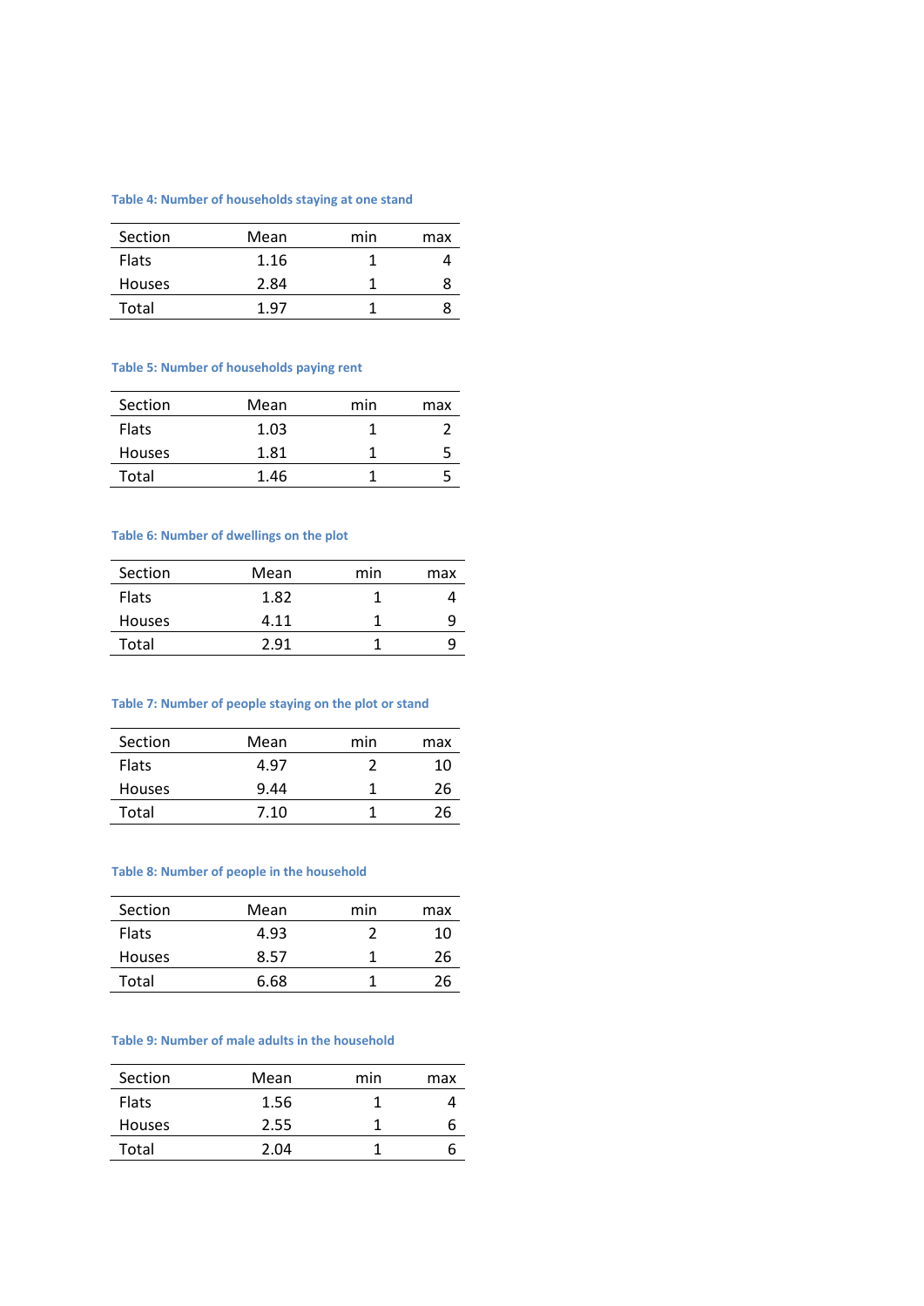**Table 4: Number of households staying at one stand**

| Section | Mean | min | max |
|---|---|---|---|
| Flats | 1.16 | 1 | 4 |
| Houses | 2.84 | 1 | 8 |
| Total | 1.97 | 1 | 8 |

**Table 5: Number of households paying rent**

| Section | Mean | min | max |
|---|---|---|---|
| Flats | 1.03 | 1 | 2 |
| Houses | 1.81 | 1 | 5 |
| Total | 1.46 | 1 | 5 |

**Table 6: Number of dwellings on the plot**

| Section | Mean | min | max |
|---|---|---|---|
| Flats | 1.82 | 1 | 4 |
| Houses | 4.11 | 1 | 9 |
| Total | 2.91 | 1 | 9 |

**Table 7: Number of people staying on the plot or stand**

| Section | Mean | min | max |
|---|---|---|---|
| Flats | 4.97 | 2 | 10 |
| Houses | 9.44 | 1 | 26 |
| Total | 7.10 | 1 | 26 |

**Table 8: Number of people in the household**

| Section | Mean | min | max |
|---|---|---|---|
| Flats | 4.93 | 2 | 10 |
| Houses | 8.57 | 1 | 26 |
| Total | 6.68 | 1 | 26 |

**Table 9: Number of male adults in the household**

| Section | Mean | min | max |
|---|---|---|---|
| Flats | 1.56 | 1 | 4 |
| Houses | 2.55 | 1 | 6 |
| Total | 2.04 | 1 | 6 |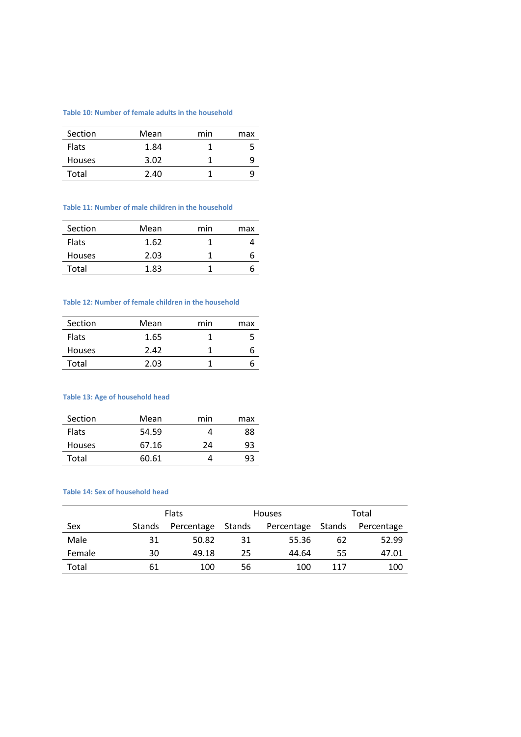**Table 10: Number of female adults in the household**

| Section | Mean | min | max |
|---|---|---|---|
| Flats | 1.84 | 1 | 5 |
| Houses | 3.02 | 1 | 9 |
| Total | 2.40 | 1 | 9 |

**Table 11: Number of male children in the household**

| Section | Mean | min | max |
|---|---|---|---|
| Flats | 1.62 | 1 | 4 |
| Houses | 2.03 | 1 | 6 |
| Total | 1.83 | 1 | 6 |

**Table 12: Number of female children in the household**

| Section | Mean | min | max |
|---|---|---|---|
| Flats | 1.65 | 1 | 5 |
| Houses | 2.42 | 1 | 6 |
| Total | 2.03 | 1 | 6 |

**Table 13: Age of household head**

| Section | Mean | min | max |
|---|---|---|---|
| Flats | 54.59 | 4 | 88 |
| Houses | 67.16 | 24 | 93 |
| Total | 60.61 | 4 | 93 |

**Table 14: Sex of household head**

| | Flats | | Houses | | Total | |
|---|---|---|---|---|---|---|
| Sex | Stands | Percentage | Stands | Percentage | Stands | Percentage |
| Male | 31 | 50.82 | 31 | 55.36 | 62 | 52.99 |
| Female | 30 | 49.18 | 25 | 44.64 | 55 | 47.01 |
| Total | 61 | 100 | 56 | 100 | 117 | 100 |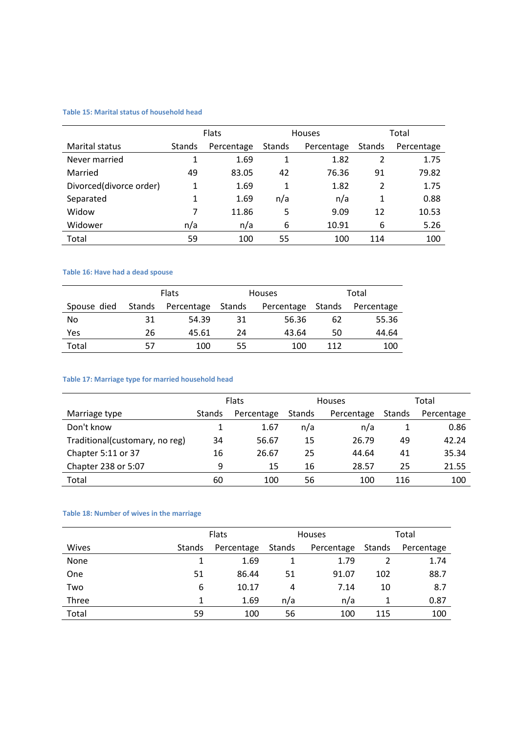**Table 15: Marital status of household head**

| | Flats | | Houses | | Total | |
|---|---|---|---|---|---|---|
| Marital status | Stands | Percentage | Stands | Percentage | Stands | Percentage |
| Never married | 1 | 1.69 | 1 | 1.82 | 2 | 1.75 |
| Married | 49 | 83.05 | 42 | 76.36 | 91 | 79.82 |
| Divorced(divorce order) | 1 | 1.69 | 1 | 1.82 | 2 | 1.75 |
| Separated | 1 | 1.69 | n/a | n/a | 1 | 0.88 |
| Widow | 7 | 11.86 | 5 | 9.09 | 12 | 10.53 |
| Widower | n/a | n/a | 6 | 10.91 | 6 | 5.26 |
| Total | 59 | 100 | 55 | 100 | 114 | 100 |

**Table 16: Have had a dead spouse**

| | Flats | | Houses | | Total | |
|---|---|---|---|---|---|---|
| Spouse died | Stands | Percentage | Stands | Percentage | Stands | Percentage |
| No | 31 | 54.39 | 31 | 56.36 | 62 | 55.36 |
| Yes | 26 | 45.61 | 24 | 43.64 | 50 | 44.64 |
| Total | 57 | 100 | 55 | 100 | 112 | 100 |

**Table 17: Marriage type for married household head**

| | Flats | | Houses | | Total | |
|---|---|---|---|---|---|---|
| Marriage type | Stands | Percentage | Stands | Percentage | Stands | Percentage |
| Don't know | 1 | 1.67 | n/a | n/a | 1 | 0.86 |
| Traditional(customary, no reg) | 34 | 56.67 | 15 | 26.79 | 49 | 42.24 |
| Chapter 5:11 or 37 | 16 | 26.67 | 25 | 44.64 | 41 | 35.34 |
| Chapter 238 or 5:07 | 9 | 15 | 16 | 28.57 | 25 | 21.55 |
| Total | 60 | 100 | 56 | 100 | 116 | 100 |

**Table 18: Number of wives in the marriage**

| | Flats | | Houses | | Total | |
|---|---|---|---|---|---|---|
| Wives | Stands | Percentage | Stands | Percentage | Stands | Percentage |
| None | 1 | 1.69 | 1 | 1.79 | 2 | 1.74 |
| One | 51 | 86.44 | 51 | 91.07 | 102 | 88.7 |
| Two | 6 | 10.17 | 4 | 7.14 | 10 | 8.7 |
| Three | 1 | 1.69 | n/a | n/a | 1 | 0.87 |
| Total | 59 | 100 | 56 | 100 | 115 | 100 |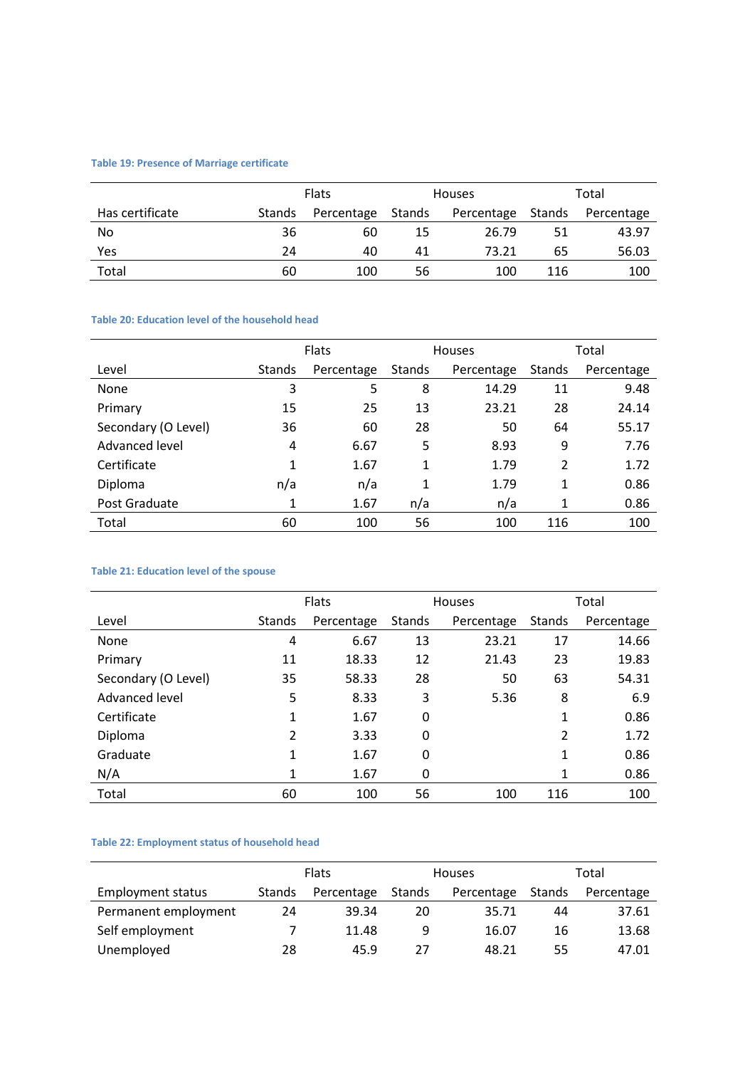**Table 19: Presence of Marriage certificate**

| Has certificate | Flats | | Houses | | Total | |
|---|---|---|---|---|---|---|
| | Stands | Percentage | Stands | Percentage | Stands | Percentage |
| No | 36 | 60 | 15 | 26.79 | 51 | 43.97 |
| Yes | 24 | 40 | 41 | 73.21 | 65 | 56.03 |
| Total | 60 | 100 | 56 | 100 | 116 | 100 |

**Table 20: Education level of the household head**

| Level | Flats | | Houses | | Total | |
|---|---|---|---|---|---|---|
| | Stands | Percentage | Stands | Percentage | Stands | Percentage |
| None | 3 | 5 | 8 | 14.29 | 11 | 9.48 |
| Primary | 15 | 25 | 13 | 23.21 | 28 | 24.14 |
| Secondary (O Level) | 36 | 60 | 28 | 50 | 64 | 55.17 |
| Advanced level | 4 | 6.67 | 5 | 8.93 | 9 | 7.76 |
| Certificate | 1 | 1.67 | 1 | 1.79 | 2 | 1.72 |
| Diploma | n/a | n/a | 1 | 1.79 | 1 | 0.86 |
| Post Graduate | 1 | 1.67 | n/a | n/a | 1 | 0.86 |
| Total | 60 | 100 | 56 | 100 | 116 | 100 |

**Table 21: Education level of the spouse**

| Level | Flats | | Houses | | Total | |
|---|---|---|---|---|---|---|
| | Stands | Percentage | Stands | Percentage | Stands | Percentage |
| None | 4 | 6.67 | 13 | 23.21 | 17 | 14.66 |
| Primary | 11 | 18.33 | 12 | 21.43 | 23 | 19.83 |
| Secondary (O Level) | 35 | 58.33 | 28 | 50 | 63 | 54.31 |
| Advanced level | 5 | 8.33 | 3 | 5.36 | 8 | 6.9 |
| Certificate | 1 | 1.67 | 0 | | 1 | 0.86 |
| Diploma | 2 | 3.33 | 0 | | 2 | 1.72 |
| Graduate | 1 | 1.67 | 0 | | 1 | 0.86 |
| N/A | 1 | 1.67 | 0 | | 1 | 0.86 |
| Total | 60 | 100 | 56 | 100 | 116 | 100 |

**Table 22: Employment status of household head**

| Employment status | Flats | | Houses | | Total | |
|---|---|---|---|---|---|---|
| | Stands | Percentage | Stands | Percentage | Stands | Percentage |
| Permanent employment | 24 | 39.34 | 20 | 35.71 | 44 | 37.61 |
| Self employment | 7 | 11.48 | 9 | 16.07 | 16 | 13.68 |
| Unemployed | 28 | 45.9 | 27 | 48.21 | 55 | 47.01 |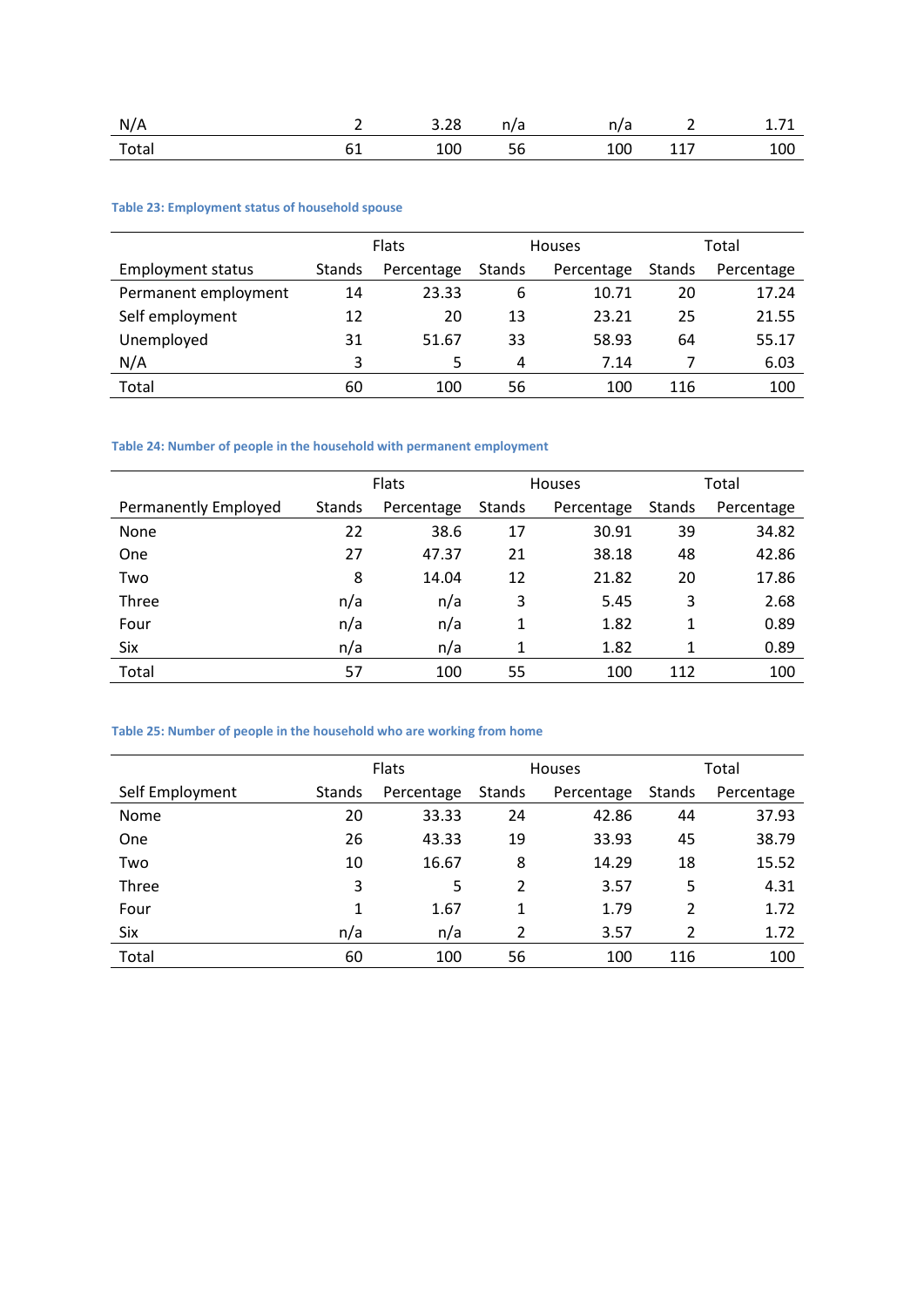| N/A | 2 | 3.28 | n/a | n/a | 2 | 1.71 |
|---|---|---|---|---|---|---|
| Total | 61 | 100 | 56 | 100 | 117 | 100 |

**Table 23: Employment status of household spouse**

| | Flats | | Houses | | Total | |
|---|---|---|---|---|---|---|
| Employment status | Stands | Percentage | Stands | Percentage | Stands | Percentage |
| Permanent employment | 14 | 23.33 | 6 | 10.71 | 20 | 17.24 |
| Self employment | 12 | 20 | 13 | 23.21 | 25 | 21.55 |
| Unemployed | 31 | 51.67 | 33 | 58.93 | 64 | 55.17 |
| N/A | 3 | 5 | 4 | 7.14 | 7 | 6.03 |
| Total | 60 | 100 | 56 | 100 | 116 | 100 |

**Table 24: Number of people in the household with permanent employment**

| | Flats | | Houses | | Total | |
|---|---|---|---|---|---|---|
| Permanently Employed | Stands | Percentage | Stands | Percentage | Stands | Percentage |
| None | 22 | 38.6 | 17 | 30.91 | 39 | 34.82 |
| One | 27 | 47.37 | 21 | 38.18 | 48 | 42.86 |
| Two | 8 | 14.04 | 12 | 21.82 | 20 | 17.86 |
| Three | n/a | n/a | 3 | 5.45 | 3 | 2.68 |
| Four | n/a | n/a | 1 | 1.82 | 1 | 0.89 |
| Six | n/a | n/a | 1 | 1.82 | 1 | 0.89 |
| Total | 57 | 100 | 55 | 100 | 112 | 100 |

**Table 25: Number of people in the household who are working from home**

| | Flats | | Houses | | Total | |
|---|---|---|---|---|---|---|
| Self Employment | Stands | Percentage | Stands | Percentage | Stands | Percentage |
| Nome | 20 | 33.33 | 24 | 42.86 | 44 | 37.93 |
| One | 26 | 43.33 | 19 | 33.93 | 45 | 38.79 |
| Two | 10 | 16.67 | 8 | 14.29 | 18 | 15.52 |
| Three | 3 | 5 | 2 | 3.57 | 5 | 4.31 |
| Four | 1 | 1.67 | 1 | 1.79 | 2 | 1.72 |
| Six | n/a | n/a | 2 | 3.57 | 2 | 1.72 |
| Total | 60 | 100 | 56 | 100 | 116 | 100 |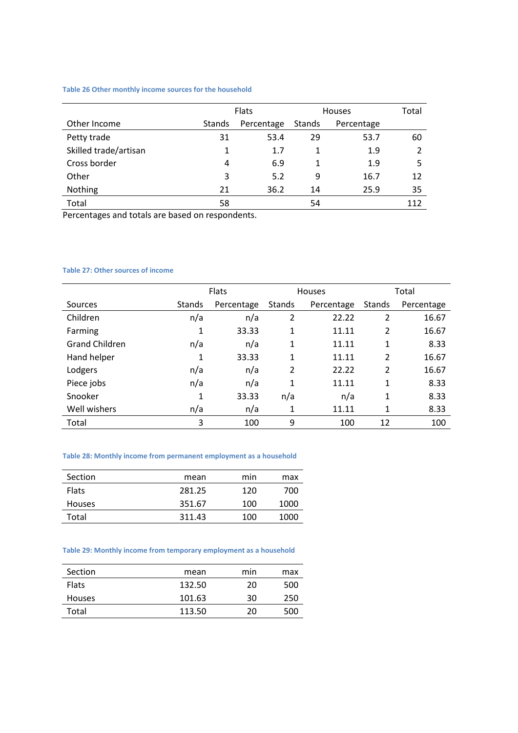Table 26 Other monthly income sources for the household

| | Flats | | Houses | | Total |
|---|---|---|---|---|---|
| Other Income | Stands | Percentage | Stands | Percentage | |
| Petty trade | 31 | 53.4 | 29 | 53.7 | 60 |
| Skilled trade/artisan | 1 | 1.7 | 1 | 1.9 | 2 |
| Cross border | 4 | 6.9 | 1 | 1.9 | 5 |
| Other | 3 | 5.2 | 9 | 16.7 | 12 |
| Nothing | 21 | 36.2 | 14 | 25.9 | 35 |
| Total | 58 | | 54 | | 112 |

Percentages and totals are based on respondents.

Table 27: Other sources of income

| | Flats | | Houses | | Total | |
|---|---|---|---|---|---|---|
| Sources | Stands | Percentage | Stands | Percentage | Stands | Percentage |
| Children | n/a | n/a | 2 | 22.22 | 2 | 16.67 |
| Farming | 1 | 33.33 | 1 | 11.11 | 2 | 16.67 |
| Grand Children | n/a | n/a | 1 | 11.11 | 1 | 8.33 |
| Hand helper | 1 | 33.33 | 1 | 11.11 | 2 | 16.67 |
| Lodgers | n/a | n/a | 2 | 22.22 | 2 | 16.67 |
| Piece jobs | n/a | n/a | 1 | 11.11 | 1 | 8.33 |
| Snooker | 1 | 33.33 | n/a | n/a | 1 | 8.33 |
| Well wishers | n/a | n/a | 1 | 11.11 | 1 | 8.33 |
| Total | 3 | 100 | 9 | 100 | 12 | 100 |

Table 28: Monthly income from permanent employment as a household

| Section | mean | min | max |
|---|---|---|---|
| Flats | 281.25 | 120 | 700 |
| Houses | 351.67 | 100 | 1000 |
| Total | 311.43 | 100 | 1000 |

Table 29: Monthly income from temporary employment as a household

| Section | mean | min | max |
|---|---|---|---|
| Flats | 132.50 | 20 | 500 |
| Houses | 101.63 | 30 | 250 |
| Total | 113.50 | 20 | 500 |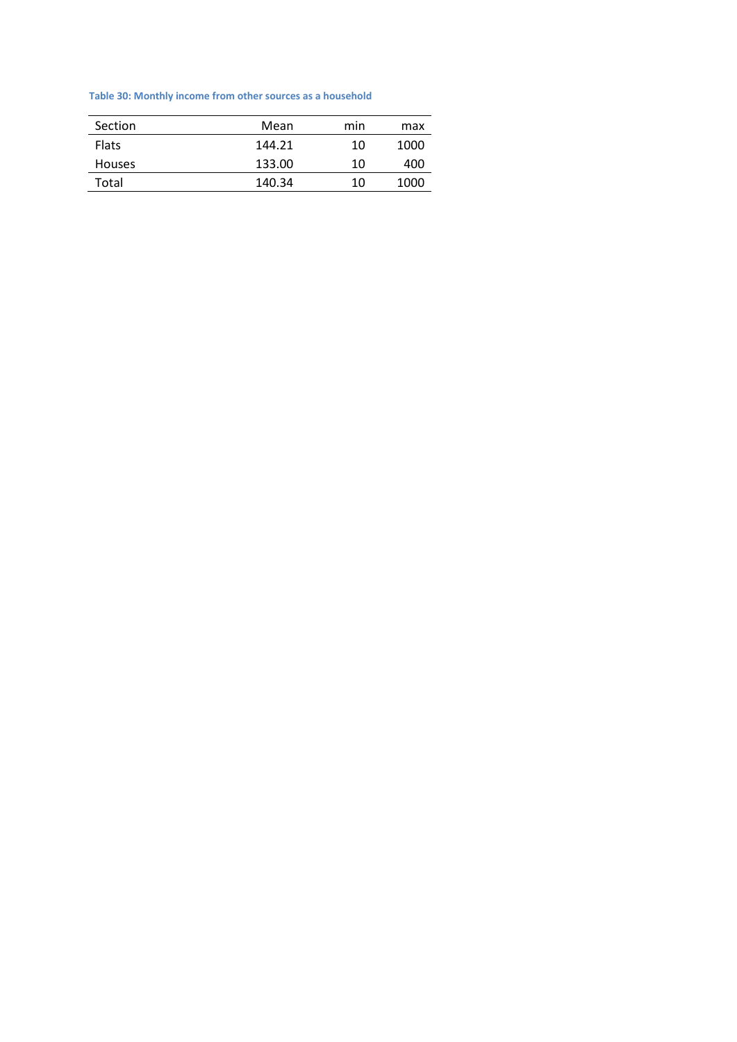**Table 30: Monthly income from other sources as a household**

| Section | Mean | min | max |
|---|---|---|---|
| Flats | 144.21 | 10 | 1000 |
| Houses | 133.00 | 10 | 400 |
| Total | 140.34 | 10 | 1000 |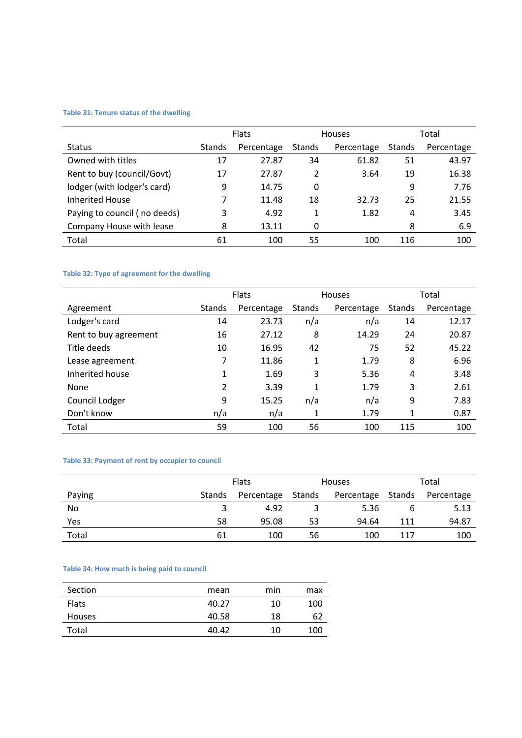**Table 31: Tenure status of the dwelling**

| | Flats | | Houses | | Total | |
|---|---|---|---|---|---|---|
| Status | Stands | Percentage | Stands | Percentage | Stands | Percentage |
| Owned with titles | 17 | 27.87 | 34 | 61.82 | 51 | 43.97 |
| Rent to buy (council/Govt) | 17 | 27.87 | 2 | 3.64 | 19 | 16.38 |
| lodger (with lodger's card) | 9 | 14.75 | 0 | | 9 | 7.76 |
| Inherited House | 7 | 11.48 | 18 | 32.73 | 25 | 21.55 |
| Paying to council ( no deeds) | 3 | 4.92 | 1 | 1.82 | 4 | 3.45 |
| Company House with lease | 8 | 13.11 | 0 | | 8 | 6.9 |
| Total | 61 | 100 | 55 | 100 | 116 | 100 |

**Table 32: Type of agreement for the dwelling**

| | Flats | | Houses | | Total | |
|---|---|---|---|---|---|---|
| Agreement | Stands | Percentage | Stands | Percentage | Stands | Percentage |
| Lodger's card | 14 | 23.73 | n/a | n/a | 14 | 12.17 |
| Rent to buy agreement | 16 | 27.12 | 8 | 14.29 | 24 | 20.87 |
| Title deeds | 10 | 16.95 | 42 | 75 | 52 | 45.22 |
| Lease agreement | 7 | 11.86 | 1 | 1.79 | 8 | 6.96 |
| Inherited house | 1 | 1.69 | 3 | 5.36 | 4 | 3.48 |
| None | 2 | 3.39 | 1 | 1.79 | 3 | 2.61 |
| Council Lodger | 9 | 15.25 | n/a | n/a | 9 | 7.83 |
| Don't know | n/a | n/a | 1 | 1.79 | 1 | 0.87 |
| Total | 59 | 100 | 56 | 100 | 115 | 100 |

**Table 33: Payment of rent by occupier to council**

| | Flats | | Houses | | Total | |
|---|---|---|---|---|---|---|
| Paying | Stands | Percentage | Stands | Percentage | Stands | Percentage |
| No | 3 | 4.92 | 3 | 5.36 | 6 | 5.13 |
| Yes | 58 | 95.08 | 53 | 94.64 | 111 | 94.87 |
| Total | 61 | 100 | 56 | 100 | 117 | 100 |

**Table 34: How much is being paid to council**

| Section | mean | min | max |
|---|---|---|---|
| Flats | 40.27 | 10 | 100 |
| Houses | 40.58 | 18 | 62 |
| Total | 40.42 | 10 | 100 |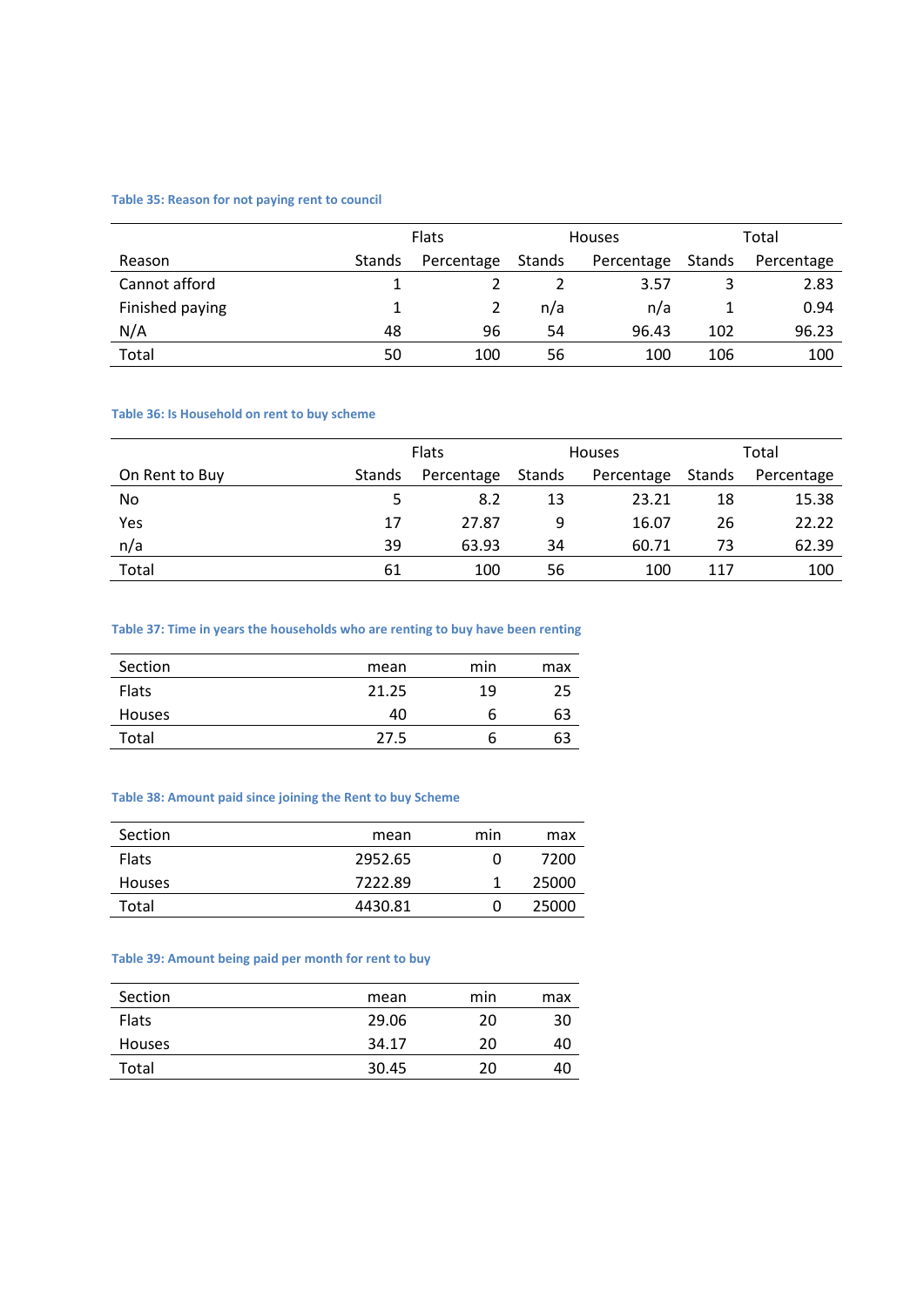**Table 35: Reason for not paying rent to council**

| | Flats | | Houses | | Total | |
|---|---|---|---|---|---|---|
| Reason | Stands | Percentage | Stands | Percentage | Stands | Percentage |
| Cannot afford | 1 | 2 | 2 | 3.57 | 3 | 2.83 |
| Finished paying | 1 | 2 | n/a | n/a | 1 | 0.94 |
| N/A | 48 | 96 | 54 | 96.43 | 102 | 96.23 |
| Total | 50 | 100 | 56 | 100 | 106 | 100 |

**Table 36: Is Household on rent to buy scheme**

| | Flats | | Houses | | Total | |
|---|---|---|---|---|---|---|
| On Rent to Buy | Stands | Percentage | Stands | Percentage | Stands | Percentage |
| No | 5 | 8.2 | 13 | 23.21 | 18 | 15.38 |
| Yes | 17 | 27.87 | 9 | 16.07 | 26 | 22.22 |
| n/a | 39 | 63.93 | 34 | 60.71 | 73 | 62.39 |
| Total | 61 | 100 | 56 | 100 | 117 | 100 |

**Table 37: Time in years the households who are renting to buy have been renting**

| Section | mean | min | max |
|---|---|---|---|
| Flats | 21.25 | 19 | 25 |
| Houses | 40 | 6 | 63 |
| Total | 27.5 | 6 | 63 |

**Table 38: Amount paid since joining the Rent to buy Scheme**

| Section | mean | min | max |
|---|---|---|---|
| Flats | 2952.65 | 0 | 7200 |
| Houses | 7222.89 | 1 | 25000 |
| Total | 4430.81 | 0 | 25000 |

**Table 39: Amount being paid per month for rent to buy**

| Section | mean | min | max |
|---|---|---|---|
| Flats | 29.06 | 20 | 30 |
| Houses | 34.17 | 20 | 40 |
| Total | 30.45 | 20 | 40 |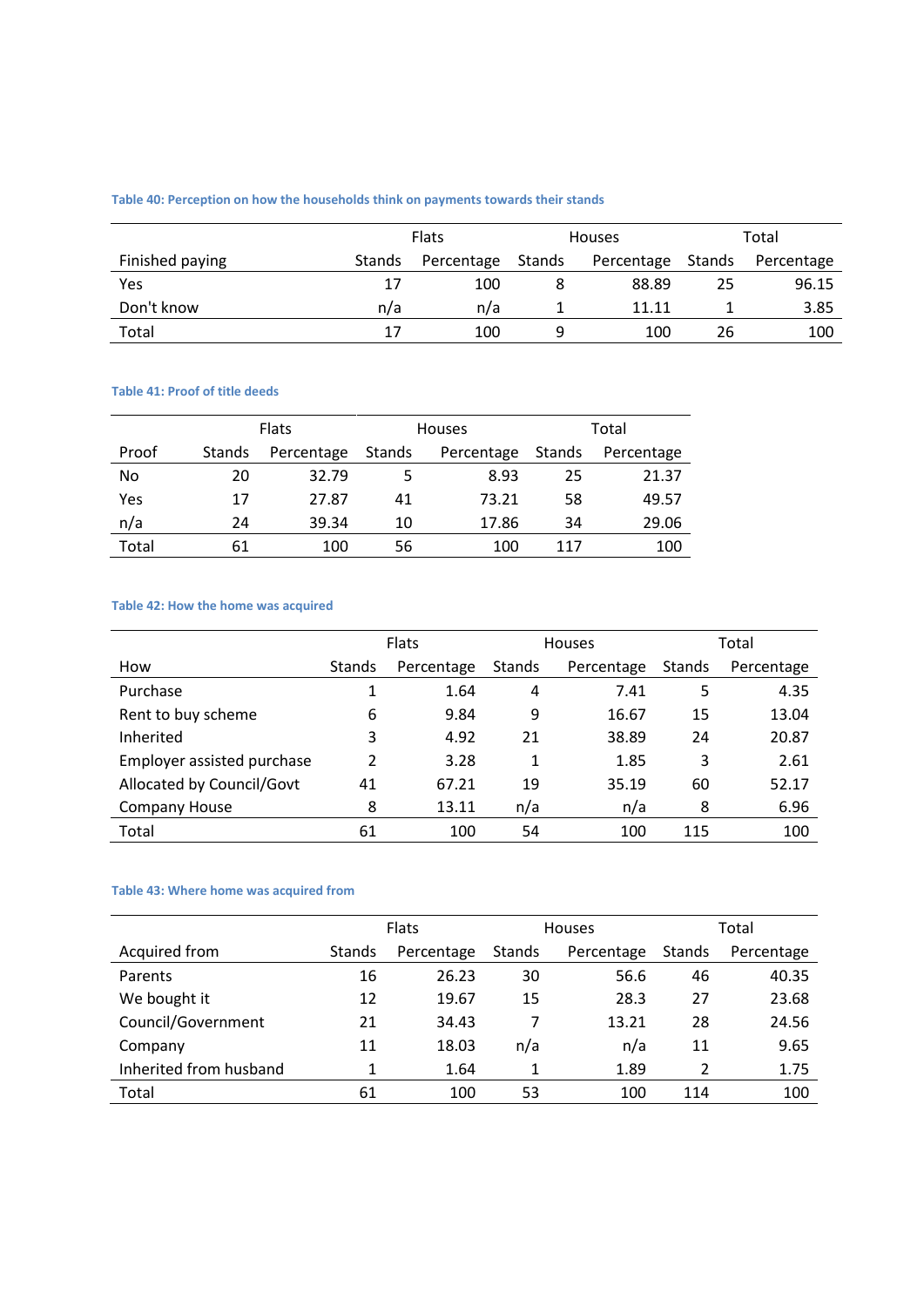Table 40: Perception on how the households think on payments towards their stands

| | Flats | | Houses | | Total | |
|---|---|---|---|---|---|---|
| Finished paying | Stands | Percentage | Stands | Percentage | Stands | Percentage |
| Yes | 17 | 100 | 8 | 88.89 | 25 | 96.15 |
| Don't know | n/a | n/a | 1 | 11.11 | 1 | 3.85 |
| Total | 17 | 100 | 9 | 100 | 26 | 100 |

Table 41: Proof of title deeds

| | Flats | | Houses | | Total | |
|---|---|---|---|---|---|---|
| Proof | Stands | Percentage | Stands | Percentage | Stands | Percentage |
| No | 20 | 32.79 | 5 | 8.93 | 25 | 21.37 |
| Yes | 17 | 27.87 | 41 | 73.21 | 58 | 49.57 |
| n/a | 24 | 39.34 | 10 | 17.86 | 34 | 29.06 |
| Total | 61 | 100 | 56 | 100 | 117 | 100 |

Table 42: How the home was acquired

| | Flats | | Houses | | Total | |
|---|---|---|---|---|---|---|
| How | Stands | Percentage | Stands | Percentage | Stands | Percentage |
| Purchase | 1 | 1.64 | 4 | 7.41 | 5 | 4.35 |
| Rent to buy scheme | 6 | 9.84 | 9 | 16.67 | 15 | 13.04 |
| Inherited | 3 | 4.92 | 21 | 38.89 | 24 | 20.87 |
| Employer assisted purchase | 2 | 3.28 | 1 | 1.85 | 3 | 2.61 |
| Allocated by Council/Govt | 41 | 67.21 | 19 | 35.19 | 60 | 52.17 |
| Company House | 8 | 13.11 | n/a | n/a | 8 | 6.96 |
| Total | 61 | 100 | 54 | 100 | 115 | 100 |

Table 43: Where home was acquired from

| | Flats | | Houses | | Total | |
|---|---|---|---|---|---|---|
| Acquired from | Stands | Percentage | Stands | Percentage | Stands | Percentage |
| Parents | 16 | 26.23 | 30 | 56.6 | 46 | 40.35 |
| We bought it | 12 | 19.67 | 15 | 28.3 | 27 | 23.68 |
| Council/Government | 21 | 34.43 | 7 | 13.21 | 28 | 24.56 |
| Company | 11 | 18.03 | n/a | n/a | 11 | 9.65 |
| Inherited from husband | 1 | 1.64 | 1 | 1.89 | 2 | 1.75 |
| Total | 61 | 100 | 53 | 100 | 114 | 100 |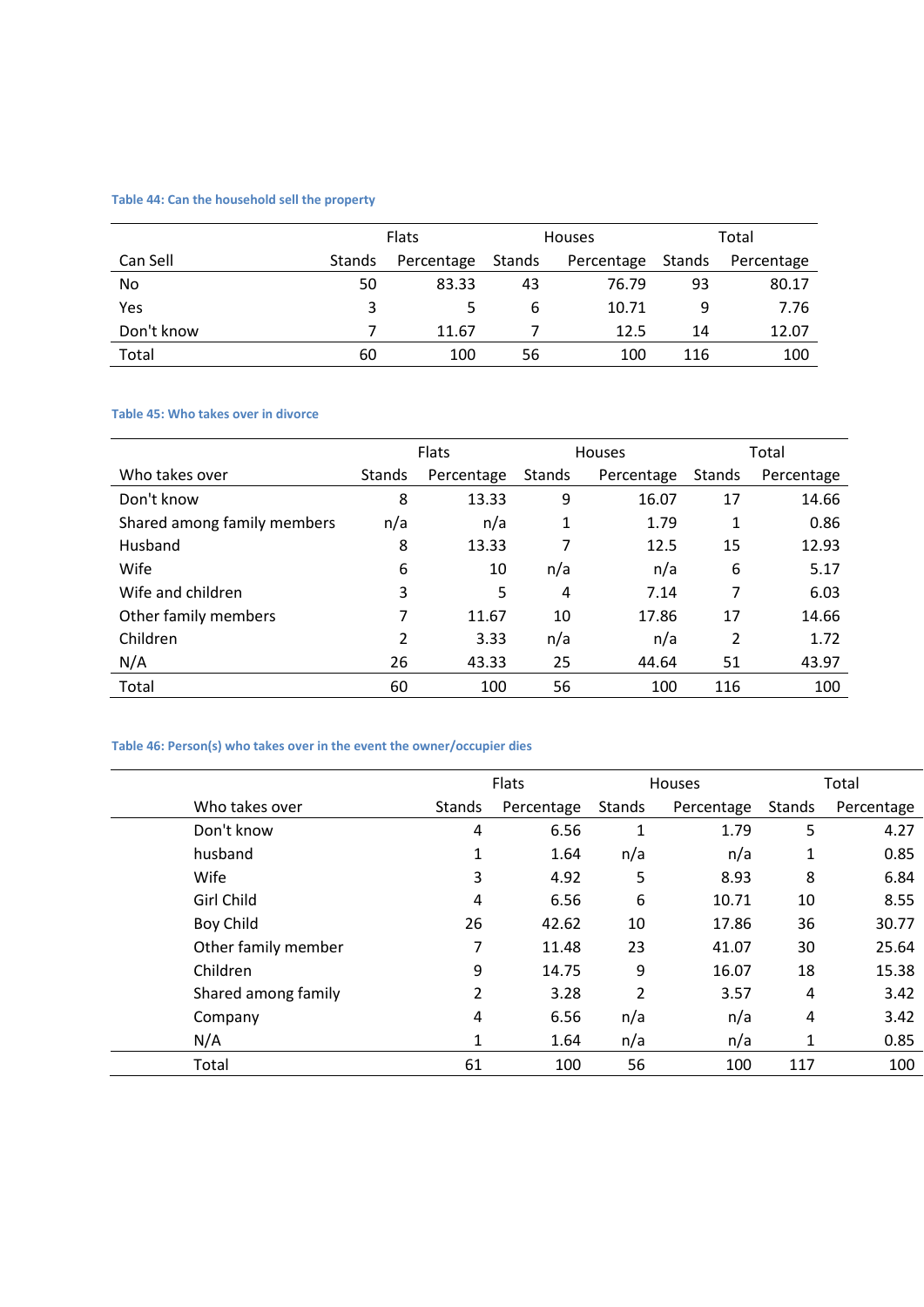Table 44: Can the household sell the property

| | Flats | | Houses | | Total | |
|---|---|---|---|---|---|---|
| Can Sell | Stands | Percentage | Stands | Percentage | Stands | Percentage |
| No | 50 | 83.33 | 43 | 76.79 | 93 | 80.17 |
| Yes | 3 | 5 | 6 | 10.71 | 9 | 7.76 |
| Don't know | 7 | 11.67 | 7 | 12.5 | 14 | 12.07 |
| Total | 60 | 100 | 56 | 100 | 116 | 100 |

Table 45: Who takes over in divorce

| | Flats | | Houses | | Total | |
|---|---|---|---|---|---|---|
| Who takes over | Stands | Percentage | Stands | Percentage | Stands | Percentage |
| Don't know | 8 | 13.33 | 9 | 16.07 | 17 | 14.66 |
| Shared among family members | n/a | n/a | 1 | 1.79 | 1 | 0.86 |
| Husband | 8 | 13.33 | 7 | 12.5 | 15 | 12.93 |
| Wife | 6 | 10 | n/a | n/a | 6 | 5.17 |
| Wife and children | 3 | 5 | 4 | 7.14 | 7 | 6.03 |
| Other family members | 7 | 11.67 | 10 | 17.86 | 17 | 14.66 |
| Children | 2 | 3.33 | n/a | n/a | 2 | 1.72 |
| N/A | 26 | 43.33 | 25 | 44.64 | 51 | 43.97 |
| Total | 60 | 100 | 56 | 100 | 116 | 100 |

Table 46: Person(s) who takes over in the event the owner/occupier dies

| | Flats | | Houses | | Total | |
|---|---|---|---|---|---|---|
| Who takes over | Stands | Percentage | Stands | Percentage | Stands | Percentage |
| Don't know | 4 | 6.56 | 1 | 1.79 | 5 | 4.27 |
| husband | 1 | 1.64 | n/a | n/a | 1 | 0.85 |
| Wife | 3 | 4.92 | 5 | 8.93 | 8 | 6.84 |
| Girl Child | 4 | 6.56 | 6 | 10.71 | 10 | 8.55 |
| Boy Child | 26 | 42.62 | 10 | 17.86 | 36 | 30.77 |
| Other family member | 7 | 11.48 | 23 | 41.07 | 30 | 25.64 |
| Children | 9 | 14.75 | 9 | 16.07 | 18 | 15.38 |
| Shared among family | 2 | 3.28 | 2 | 3.57 | 4 | 3.42 |
| Company | 4 | 6.56 | n/a | n/a | 4 | 3.42 |
| N/A | 1 | 1.64 | n/a | n/a | 1 | 0.85 |
| Total | 61 | 100 | 56 | 100 | 117 | 100 |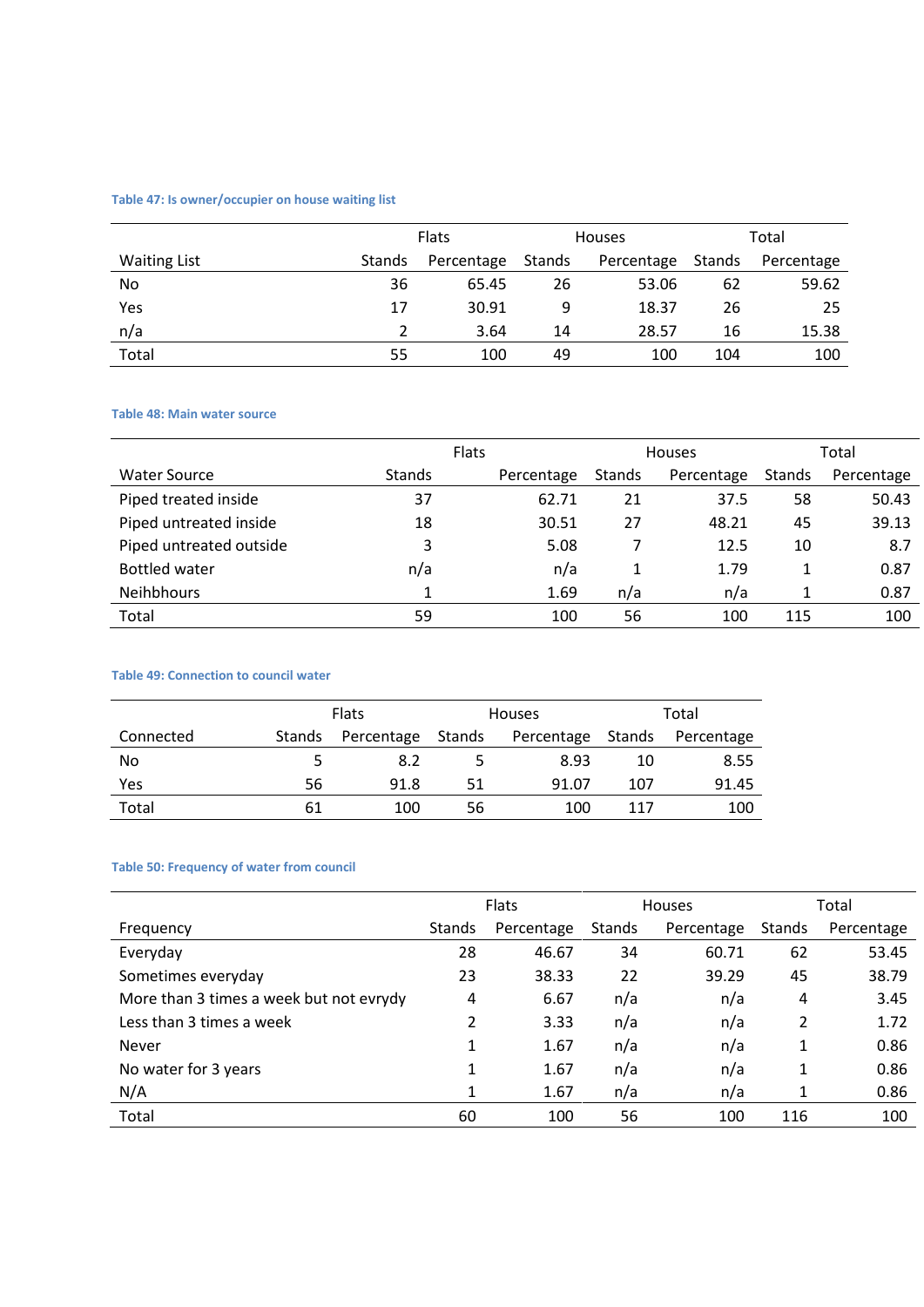**Table 47: Is owner/occupier on house waiting list**

| Waiting List | Flats | | Houses | | Total | |
|---|---|---|---|---|---|---|
| | Stands | Percentage | Stands | Percentage | Stands | Percentage |
| No | 36 | 65.45 | 26 | 53.06 | 62 | 59.62 |
| Yes | 17 | 30.91 | 9 | 18.37 | 26 | 25 |
| n/a | 2 | 3.64 | 14 | 28.57 | 16 | 15.38 |
| Total | 55 | 100 | 49 | 100 | 104 | 100 |

**Table 48: Main water source**

| Water Source | Flats | | Houses | | Total | |
|---|---|---|---|---|---|---|
| | Stands | Percentage | Stands | Percentage | Stands | Percentage |
| Piped treated inside | 37 | 62.71 | 21 | 37.5 | 58 | 50.43 |
| Piped untreated inside | 18 | 30.51 | 27 | 48.21 | 45 | 39.13 |
| Piped untreated outside | 3 | 5.08 | 7 | 12.5 | 10 | 8.7 |
| Bottled water | n/a | n/a | 1 | 1.79 | 1 | 0.87 |
| Neihbhours | 1 | 1.69 | n/a | n/a | 1 | 0.87 |
| Total | 59 | 100 | 56 | 100 | 115 | 100 |

**Table 49: Connection to council water**

| Connected | Flats | | Houses | | Total | |
|---|---|---|---|---|---|---|
| | Stands | Percentage | Stands | Percentage | Stands | Percentage |
| No | 5 | 8.2 | 5 | 8.93 | 10 | 8.55 |
| Yes | 56 | 91.8 | 51 | 91.07 | 107 | 91.45 |
| Total | 61 | 100 | 56 | 100 | 117 | 100 |

**Table 50: Frequency of water from council**

| Frequency | Flats | | Houses | | Total | |
|---|---|---|---|---|---|---|
| | Stands | Percentage | Stands | Percentage | Stands | Percentage |
| Everyday | 28 | 46.67 | 34 | 60.71 | 62 | 53.45 |
| Sometimes everyday | 23 | 38.33 | 22 | 39.29 | 45 | 38.79 |
| More than 3 times a week but not evrydy | 4 | 6.67 | n/a | n/a | 4 | 3.45 |
| Less than 3 times a week | 2 | 3.33 | n/a | n/a | 2 | 1.72 |
| Never | 1 | 1.67 | n/a | n/a | 1 | 0.86 |
| No water for 3 years | 1 | 1.67 | n/a | n/a | 1 | 0.86 |
| N/A | 1 | 1.67 | n/a | n/a | 1 | 0.86 |
| Total | 60 | 100 | 56 | 100 | 116 | 100 |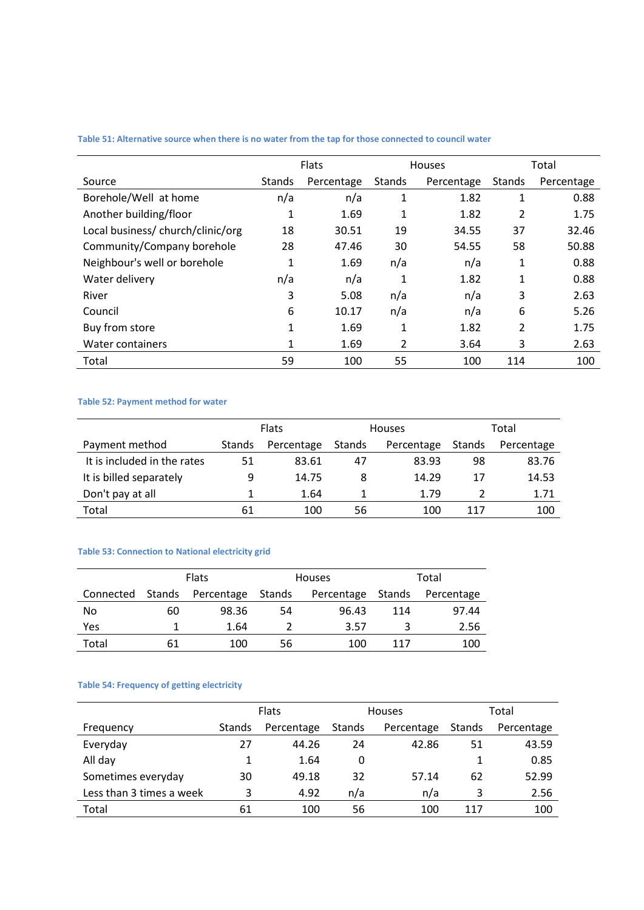**Table 51: Alternative source when there is no water from the tap for those connected to council water**

| | Flats | | Houses | | Total | |
|---|---|---|---|---|---|---|
| Source | Stands | Percentage | Stands | Percentage | Stands | Percentage |
| Borehole/Well at home | n/a | n/a | 1 | 1.82 | 1 | 0.88 |
| Another building/floor | 1 | 1.69 | 1 | 1.82 | 2 | 1.75 |
| Local business/ church/clinic/org | 18 | 30.51 | 19 | 34.55 | 37 | 32.46 |
| Community/Company borehole | 28 | 47.46 | 30 | 54.55 | 58 | 50.88 |
| Neighbour's well or borehole | 1 | 1.69 | n/a | n/a | 1 | 0.88 |
| Water delivery | n/a | n/a | 1 | 1.82 | 1 | 0.88 |
| River | 3 | 5.08 | n/a | n/a | 3 | 2.63 |
| Council | 6 | 10.17 | n/a | n/a | 6 | 5.26 |
| Buy from store | 1 | 1.69 | 1 | 1.82 | 2 | 1.75 |
| Water containers | 1 | 1.69 | 2 | 3.64 | 3 | 2.63 |
| Total | 59 | 100 | 55 | 100 | 114 | 100 |

**Table 52: Payment method for water**

| | Flats | | Houses | | Total | |
|---|---|---|---|---|---|---|
| Payment method | Stands | Percentage | Stands | Percentage | Stands | Percentage |
| It is included in the rates | 51 | 83.61 | 47 | 83.93 | 98 | 83.76 |
| It is billed separately | 9 | 14.75 | 8 | 14.29 | 17 | 14.53 |
| Don't pay at all | 1 | 1.64 | 1 | 1.79 | 2 | 1.71 |
| Total | 61 | 100 | 56 | 100 | 117 | 100 |

**Table 53: Connection to National electricity grid**

| | Flats | | Houses | | Total | |
|---|---|---|---|---|---|---|
| Connected | Stands | Percentage | Stands | Percentage | Stands | Percentage |
| No | 60 | 98.36 | 54 | 96.43 | 114 | 97.44 |
| Yes | 1 | 1.64 | 2 | 3.57 | 3 | 2.56 |
| Total | 61 | 100 | 56 | 100 | 117 | 100 |

**Table 54: Frequency of getting electricity**

| | Flats | | Houses | | Total | |
|---|---|---|---|---|---|---|
| Frequency | Stands | Percentage | Stands | Percentage | Stands | Percentage |
| Everyday | 27 | 44.26 | 24 | 42.86 | 51 | 43.59 |
| All day | 1 | 1.64 | 0 | | 1 | 0.85 |
| Sometimes everyday | 30 | 49.18 | 32 | 57.14 | 62 | 52.99 |
| Less than 3 times a week | 3 | 4.92 | n/a | n/a | 3 | 2.56 |
| Total | 61 | 100 | 56 | 100 | 117 | 100 |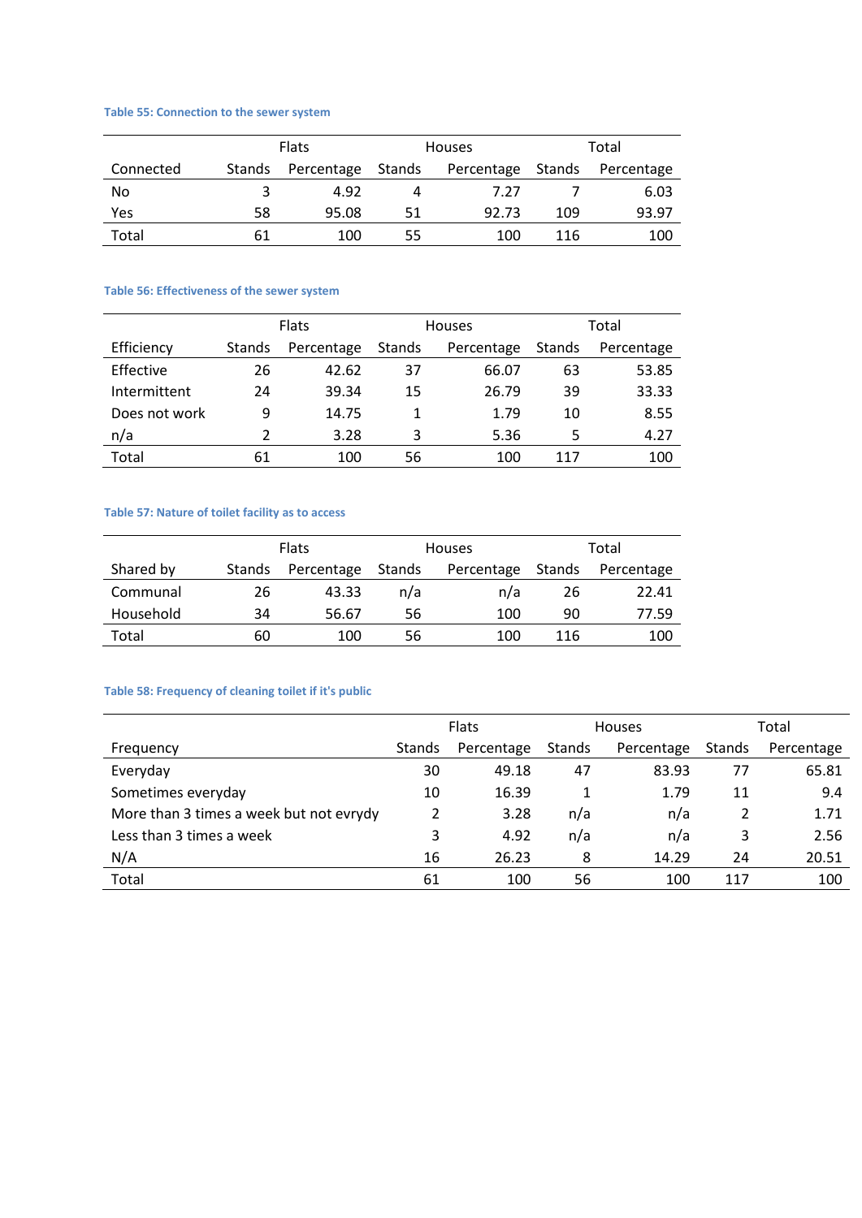Table 55: Connection to the sewer system

| | Flats | | Houses | | Total | |
|---|---|---|---|---|---|---|
| Connected | Stands | Percentage | Stands | Percentage | Stands | Percentage |
| No | 3 | 4.92 | 4 | 7.27 | 7 | 6.03 |
| Yes | 58 | 95.08 | 51 | 92.73 | 109 | 93.97 |
| Total | 61 | 100 | 55 | 100 | 116 | 100 |

Table 56: Effectiveness of the sewer system

| | Flats | | Houses | | Total | |
|---|---|---|---|---|---|---|
| Efficiency | Stands | Percentage | Stands | Percentage | Stands | Percentage |
| Effective | 26 | 42.62 | 37 | 66.07 | 63 | 53.85 |
| Intermittent | 24 | 39.34 | 15 | 26.79 | 39 | 33.33 |
| Does not work | 9 | 14.75 | 1 | 1.79 | 10 | 8.55 |
| n/a | 2 | 3.28 | 3 | 5.36 | 5 | 4.27 |
| Total | 61 | 100 | 56 | 100 | 117 | 100 |

Table 57: Nature of toilet facility as to access

| | Flats | | Houses | | Total | |
|---|---|---|---|---|---|---|
| Shared by | Stands | Percentage | Stands | Percentage | Stands | Percentage |
| Communal | 26 | 43.33 | n/a | n/a | 26 | 22.41 |
| Household | 34 | 56.67 | 56 | 100 | 90 | 77.59 |
| Total | 60 | 100 | 56 | 100 | 116 | 100 |

Table 58: Frequency of cleaning toilet if it's public

| | Flats | | Houses | | Total | |
|---|---|---|---|---|---|---|
| Frequency | Stands | Percentage | Stands | Percentage | Stands | Percentage |
| Everyday | 30 | 49.18 | 47 | 83.93 | 77 | 65.81 |
| Sometimes everyday | 10 | 16.39 | 1 | 1.79 | 11 | 9.4 |
| More than 3 times a week but not evrydy | 2 | 3.28 | n/a | n/a | 2 | 1.71 |
| Less than 3 times a week | 3 | 4.92 | n/a | n/a | 3 | 2.56 |
| N/A | 16 | 26.23 | 8 | 14.29 | 24 | 20.51 |
| Total | 61 | 100 | 56 | 100 | 117 | 100 |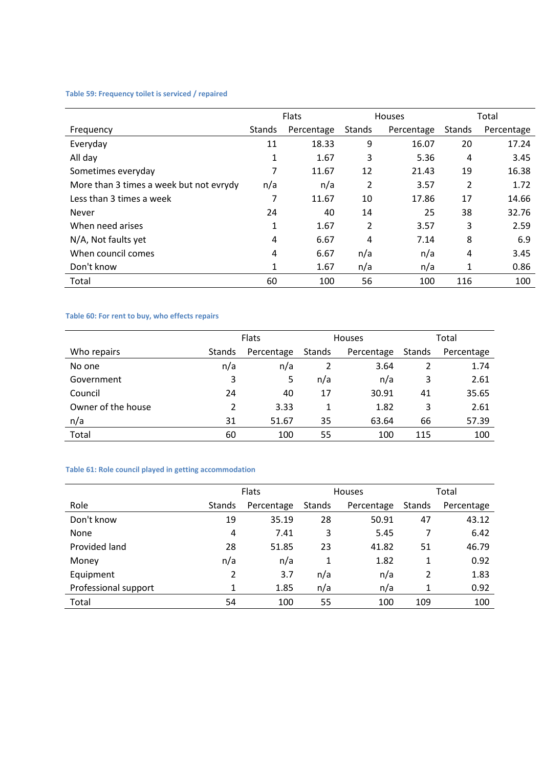**Table 59: Frequency toilet is serviced / repaired**

| | Flats | | Houses | | Total | |
|---|---|---|---|---|---|---|
| Frequency | Stands | Percentage | Stands | Percentage | Stands | Percentage |
| Everyday | 11 | 18.33 | 9 | 16.07 | 20 | 17.24 |
| All day | 1 | 1.67 | 3 | 5.36 | 4 | 3.45 |
| Sometimes everyday | 7 | 11.67 | 12 | 21.43 | 19 | 16.38 |
| More than 3 times a week but not evrydy | n/a | n/a | 2 | 3.57 | 2 | 1.72 |
| Less than 3 times a week | 7 | 11.67 | 10 | 17.86 | 17 | 14.66 |
| Never | 24 | 40 | 14 | 25 | 38 | 32.76 |
| When need arises | 1 | 1.67 | 2 | 3.57 | 3 | 2.59 |
| N/A, Not faults yet | 4 | 6.67 | 4 | 7.14 | 8 | 6.9 |
| When council comes | 4 | 6.67 | n/a | n/a | 4 | 3.45 |
| Don't know | 1 | 1.67 | n/a | n/a | 1 | 0.86 |
| Total | 60 | 100 | 56 | 100 | 116 | 100 |

**Table 60: For rent to buy, who effects repairs**

| | Flats | | Houses | | Total | |
|---|---|---|---|---|---|---|
| Who repairs | Stands | Percentage | Stands | Percentage | Stands | Percentage |
| No one | n/a | n/a | 2 | 3.64 | 2 | 1.74 |
| Government | 3 | 5 | n/a | n/a | 3 | 2.61 |
| Council | 24 | 40 | 17 | 30.91 | 41 | 35.65 |
| Owner of the house | 2 | 3.33 | 1 | 1.82 | 3 | 2.61 |
| n/a | 31 | 51.67 | 35 | 63.64 | 66 | 57.39 |
| Total | 60 | 100 | 55 | 100 | 115 | 100 |

**Table 61: Role council played in getting accommodation**

| | Flats | | Houses | | Total | |
|---|---|---|---|---|---|---|
| Role | Stands | Percentage | Stands | Percentage | Stands | Percentage |
| Don't know | 19 | 35.19 | 28 | 50.91 | 47 | 43.12 |
| None | 4 | 7.41 | 3 | 5.45 | 7 | 6.42 |
| Provided land | 28 | 51.85 | 23 | 41.82 | 51 | 46.79 |
| Money | n/a | n/a | 1 | 1.82 | 1 | 0.92 |
| Equipment | 2 | 3.7 | n/a | n/a | 2 | 1.83 |
| Professional support | 1 | 1.85 | n/a | n/a | 1 | 0.92 |
| Total | 54 | 100 | 55 | 100 | 109 | 100 |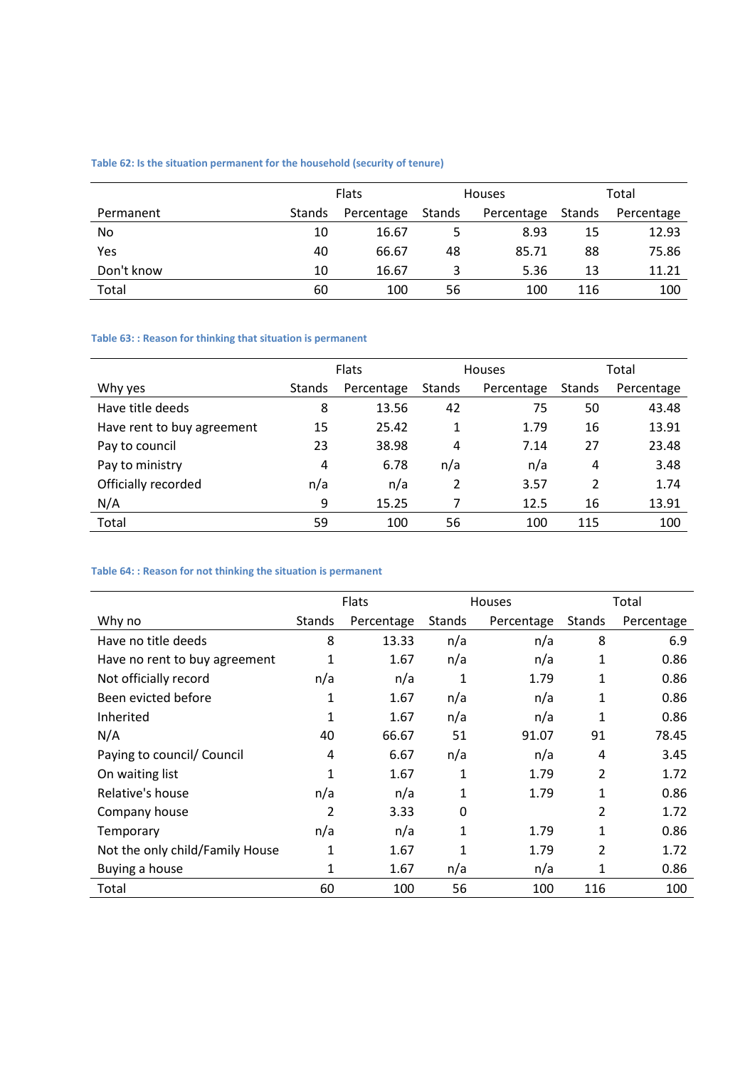**Table 62: Is the situation permanent for the household (security of tenure)**

| | Flats | | Houses | | Total | |
|---|---|---|---|---|---|---|
| Permanent | Stands | Percentage | Stands | Percentage | Stands | Percentage |
| No | 10 | 16.67 | 5 | 8.93 | 15 | 12.93 |
| Yes | 40 | 66.67 | 48 | 85.71 | 88 | 75.86 |
| Don't know | 10 | 16.67 | 3 | 5.36 | 13 | 11.21 |
| Total | 60 | 100 | 56 | 100 | 116 | 100 |

**Table 63: : Reason for thinking that situation is permanent**

| | Flats | | Houses | | Total | |
|---|---|---|---|---|---|---|
| Why yes | Stands | Percentage | Stands | Percentage | Stands | Percentage |
| Have title deeds | 8 | 13.56 | 42 | 75 | 50 | 43.48 |
| Have rent to buy agreement | 15 | 25.42 | 1 | 1.79 | 16 | 13.91 |
| Pay to council | 23 | 38.98 | 4 | 7.14 | 27 | 23.48 |
| Pay to ministry | 4 | 6.78 | n/a | n/a | 4 | 3.48 |
| Officially recorded | n/a | n/a | 2 | 3.57 | 2 | 1.74 |
| N/A | 9 | 15.25 | 7 | 12.5 | 16 | 13.91 |
| Total | 59 | 100 | 56 | 100 | 115 | 100 |

**Table 64: : Reason for not thinking the situation is permanent**

| | Flats | | Houses | | Total | |
|---|---|---|---|---|---|---|
| Why no | Stands | Percentage | Stands | Percentage | Stands | Percentage |
| Have no title deeds | 8 | 13.33 | n/a | n/a | 8 | 6.9 |
| Have no rent to buy agreement | 1 | 1.67 | n/a | n/a | 1 | 0.86 |
| Not officially record | n/a | n/a | 1 | 1.79 | 1 | 0.86 |
| Been evicted before | 1 | 1.67 | n/a | n/a | 1 | 0.86 |
| Inherited | 1 | 1.67 | n/a | n/a | 1 | 0.86 |
| N/A | 40 | 66.67 | 51 | 91.07 | 91 | 78.45 |
| Paying to council/ Council | 4 | 6.67 | n/a | n/a | 4 | 3.45 |
| On waiting list | 1 | 1.67 | 1 | 1.79 | 2 | 1.72 |
| Relative's house | n/a | n/a | 1 | 1.79 | 1 | 0.86 |
| Company house | 2 | 3.33 | 0 | | 2 | 1.72 |
| Temporary | n/a | n/a | 1 | 1.79 | 1 | 0.86 |
| Not the only child/Family House | 1 | 1.67 | 1 | 1.79 | 2 | 1.72 |
| Buying a house | 1 | 1.67 | n/a | n/a | 1 | 0.86 |
| Total | 60 | 100 | 56 | 100 | 116 | 100 |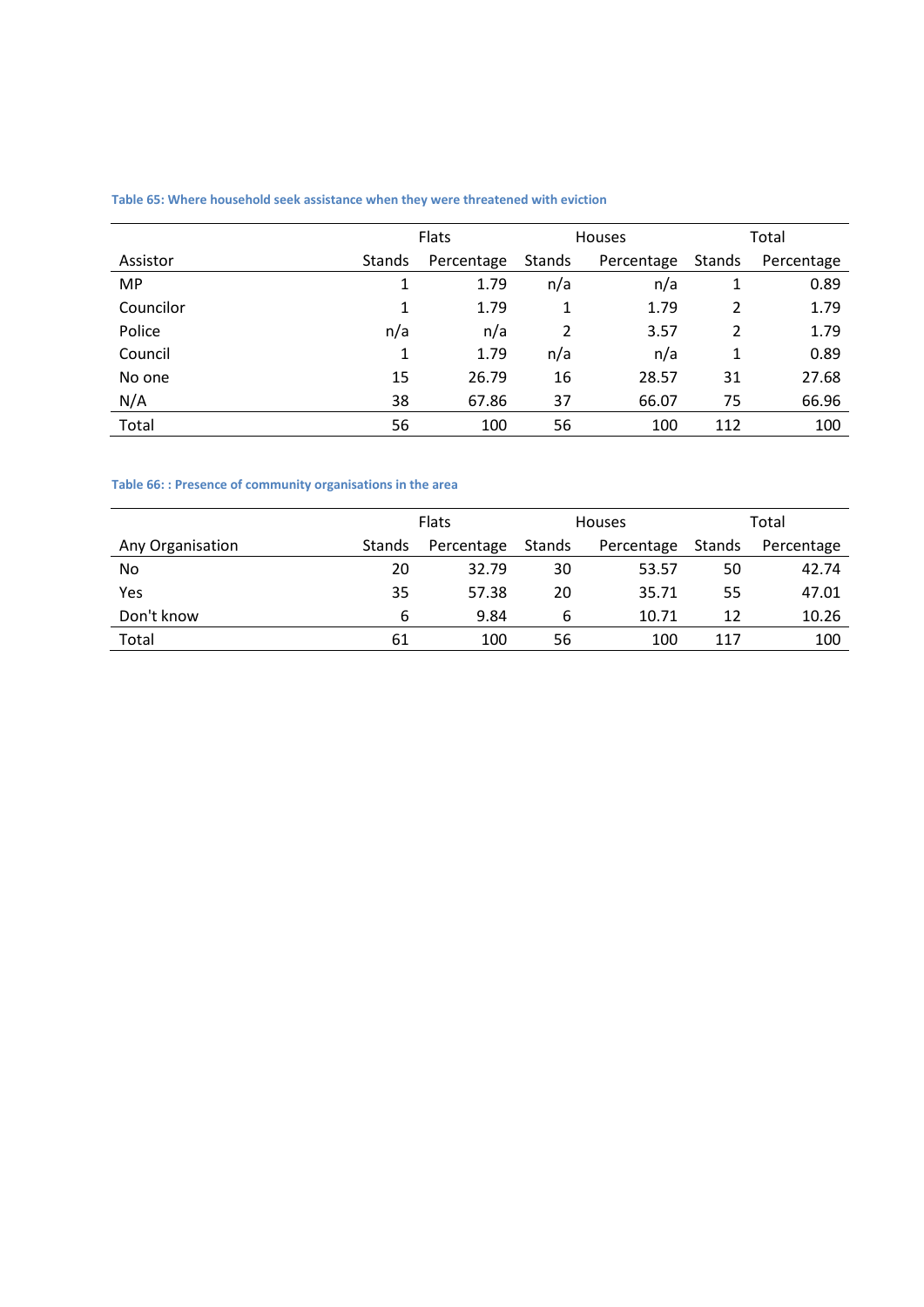**Table 65: Where household seek assistance when they were threatened with eviction**

| | Flats | | Houses | | Total | |
|---|---|---|---|---|---|---|
| Assistor | Stands | Percentage | Stands | Percentage | Stands | Percentage |
| MP | 1 | 1.79 | n/a | n/a | 1 | 0.89 |
| Councilor | 1 | 1.79 | 1 | 1.79 | 2 | 1.79 |
| Police | n/a | n/a | 2 | 3.57 | 2 | 1.79 |
| Council | 1 | 1.79 | n/a | n/a | 1 | 0.89 |
| No one | 15 | 26.79 | 16 | 28.57 | 31 | 27.68 |
| N/A | 38 | 67.86 | 37 | 66.07 | 75 | 66.96 |
| Total | 56 | 100 | 56 | 100 | 112 | 100 |

**Table 66: : Presence of community organisations in the area**

| | Flats | | Houses | | Total | |
|---|---|---|---|---|---|---|
| Any Organisation | Stands | Percentage | Stands | Percentage | Stands | Percentage |
| No | 20 | 32.79 | 30 | 53.57 | 50 | 42.74 |
| Yes | 35 | 57.38 | 20 | 35.71 | 55 | 47.01 |
| Don't know | 6 | 9.84 | 6 | 10.71 | 12 | 10.26 |
| Total | 61 | 100 | 56 | 100 | 117 | 100 |